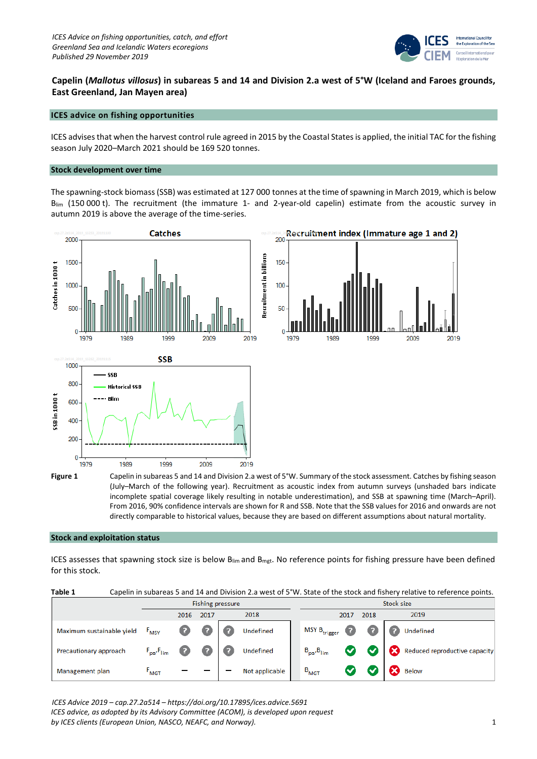*ICES Advice on fishing opportunities, catch, and effort*
*Greenland Sea and Icelandic Waters ecoregions*
*Published 29 November 2019*

# Capelin (*Mallotus villosus*) in subareas 5 and 14 and Division 2.a west of 5°W (Iceland and Faroes grounds, East Greenland, Jan Mayen area)

## ICES advice on fishing opportunities

ICES advises that when the harvest control rule agreed in 2015 by the Coastal States is applied, the initial TAC for the fishing season July 2020–March 2021 should be 169 520 tonnes.

## Stock development over time

The spawning-stock biomass (SSB) was estimated at 127 000 tonnes at the time of spawning in March 2019, which is below $B_{lim}$ (150 000 t). The recruitment (the immature 1- and 2-year-old capelin) estimate from the acoustic survey in autumn 2019 is above the average of the time-series.

**Figure 1** Capelin in subareas 5 and 14 and Division 2.a west of 5°W. Summary of the stock assessment. Catches by fishing season (July–March of the following year). Recruitment as acoustic index from autumn surveys (unshaded bars indicate incomplete spatial coverage likely resulting in notable underestimation), and SSB at spawning time (March–April). From 2016, 90% confidence intervals are shown for R and SSB. Note that the SSB values for 2016 and onwards are not directly comparable to historical values, because they are based on different assumptions about natural mortality.

## Stock and exploitation status

ICES assesses that spawning stock size is below $B_{lim}$ and $B_{mgt}$. No reference points for fishing pressure have been defined for this stock.

**Table 1** Capelin in subareas 5 and 14 and Division 2.a west of 5°W. State of the stock and fishery relative to reference points.

| | Fishing pressure | | | | Stock size | | | |
|---|---|---|---|---|---|---|---|---|
| | | 2016 | 2017 | 2018 | | 2017 | 2018 | 2019 |
| Maximum sustainable yield | $F_{MSY}$ | ? | ? | ? Undefined | MSY $B_{trigger}$ | ? | ? | ? Undefined |
| Precautionary approach | $F_{pa}$,$F_{lim}$ | ? | ? | ? Undefined | $B_{pa}$,$B_{lim}$ | ✔ | ✔ | ✖ Reduced reproductive capacity |
| Management plan | $F_{MGT}$ | – | – | – Not applicable | $B_{MGT}$ | ✔ | ✔ | ✖ Below |

*ICES Advice 2019 – cap.27.2a514 – https://doi.org/10.17895/ices.advice.5691*
*ICES advice, as adopted by its Advisory Committee (ACOM), is developed upon request by ICES clients (European Union, NASCO, NEAFC, and Norway).*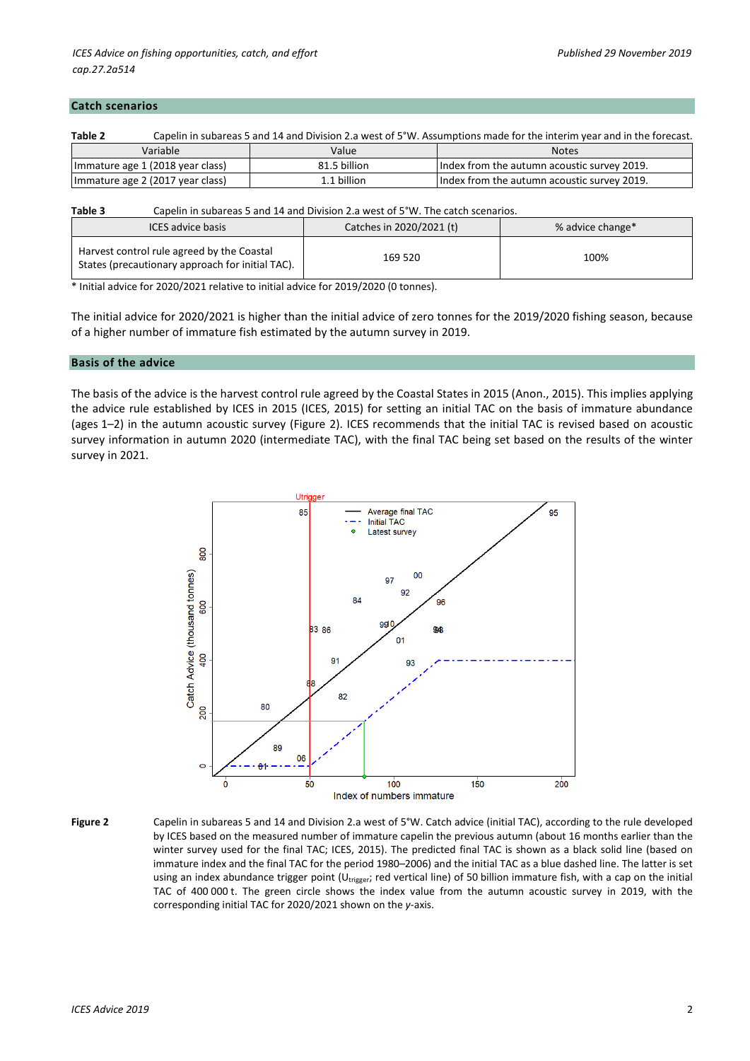## Catch scenarios

**Table 2** Capelin in subareas 5 and 14 and Division 2.a west of 5°W. Assumptions made for the interim year and in the forecast.

| Variable | Value | Notes |
|---|---|---|
| Immature age 1 (2018 year class) | 81.5 billion | Index from the autumn acoustic survey 2019. |
| Immature age 2 (2017 year class) | 1.1 billion | Index from the autumn acoustic survey 2019. |

**Table 3** Capelin in subareas 5 and 14 and Division 2.a west of 5°W. The catch scenarios.

| ICES advice basis | Catches in 2020/2021 (t) | % advice change* |
|---|---|---|
| Harvest control rule agreed by the Coastal States (precautionary approach for initial TAC). | 169 520 | 100% |

\* Initial advice for 2020/2021 relative to initial advice for 2019/2020 (0 tonnes).

The initial advice for 2020/2021 is higher than the initial advice of zero tonnes for the 2019/2020 fishing season, because of a higher number of immature fish estimated by the autumn survey in 2019.

## Basis of the advice

The basis of the advice is the harvest control rule agreed by the Coastal States in 2015 (Anon., 2015). This implies applying the advice rule established by ICES in 2015 (ICES, 2015) for setting an initial TAC on the basis of immature abundance (ages 1–2) in the autumn acoustic survey (Figure 2). ICES recommends that the initial TAC is revised based on acoustic survey information in autumn 2020 (intermediate TAC), with the final TAC being set based on the results of the winter survey in 2021.

**Figure 2** Capelin in subareas 5 and 14 and Division 2.a west of 5°W. Catch advice (initial TAC), according to the rule developed by ICES based on the measured number of immature capelin the previous autumn (about 16 months earlier than the winter survey used for the final TAC; ICES, 2015). The predicted final TAC is shown as a black solid line (based on immature index and the final TAC for the period 1980–2006) and the initial TAC as a blue dashed line. The latter is set using an index abundance trigger point ($U_{trigger}$; red vertical line) of 50 billion immature fish, with a cap on the initial TAC of 400 000 t. The green circle shows the index value from the autumn acoustic survey in 2019, with the corresponding initial TAC for 2020/2021 shown on the *y*-axis.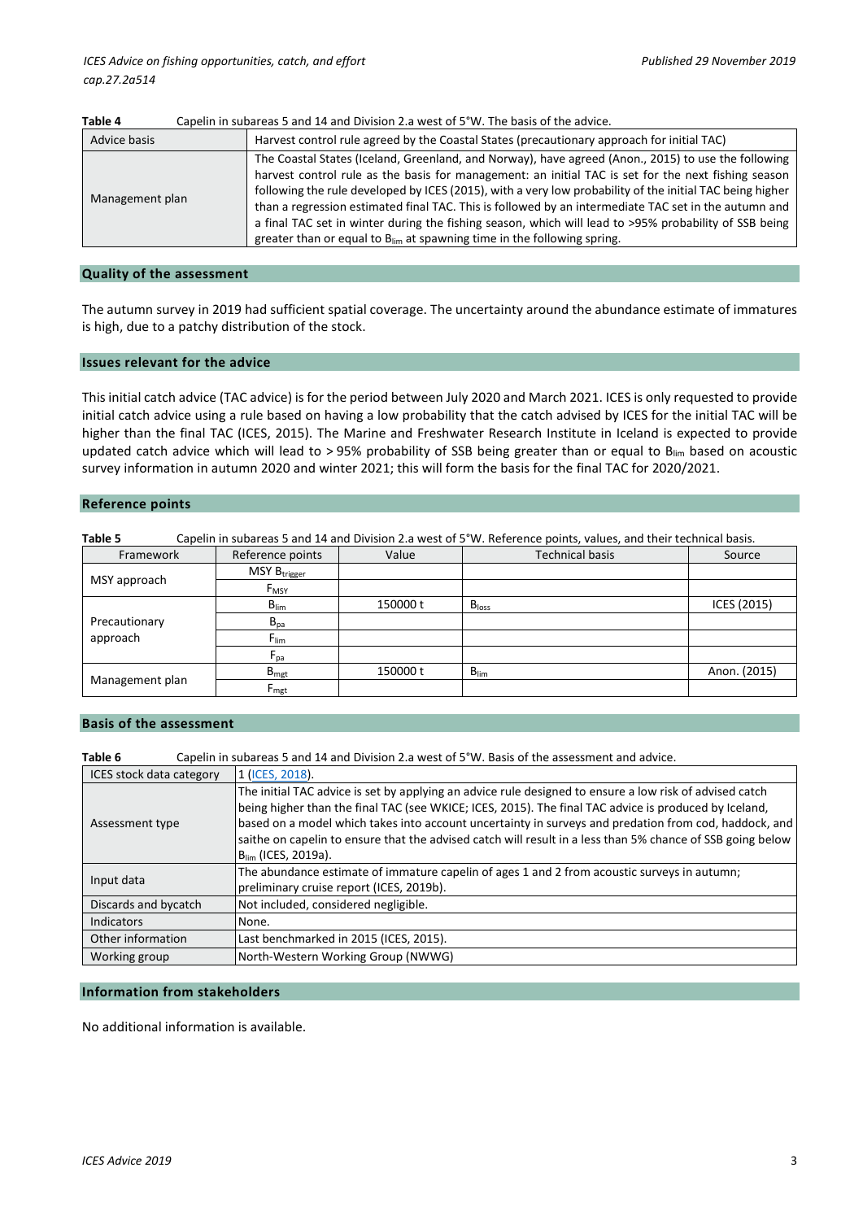**Table 4** Capelin in subareas 5 and 14 and Division 2.a west of 5°W. The basis of the advice.

| | |
|---|---|
| Advice basis | Harvest control rule agreed by the Coastal States (precautionary approach for initial TAC) |
| Management plan | The Coastal States (Iceland, Greenland, and Norway), have agreed (Anon., 2015) to use the following harvest control rule as the basis for management: an initial TAC is set for the next fishing season following the rule developed by ICES (2015), with a very low probability of the initial TAC being higher than a regression estimated final TAC. This is followed by an intermediate TAC set in the autumn and a final TAC set in winter during the fishing season, which will lead to >95% probability of SSB being greater than or equal to $B_{lim}$ at spawning time in the following spring. |

## Quality of the assessment

The autumn survey in 2019 had sufficient spatial coverage. The uncertainty around the abundance estimate of immatures is high, due to a patchy distribution of the stock.

## Issues relevant for the advice

This initial catch advice (TAC advice) is for the period between July 2020 and March 2021. ICES is only requested to provide initial catch advice using a rule based on having a low probability that the catch advised by ICES for the initial TAC will be higher than the final TAC (ICES, 2015). The Marine and Freshwater Research Institute in Iceland is expected to provide updated catch advice which will lead to > 95% probability of SSB being greater than or equal to $B_{lim}$ based on acoustic survey information in autumn 2020 and winter 2021; this will form the basis for the final TAC for 2020/2021.

## Reference points

**Table 5** Capelin in subareas 5 and 14 and Division 2.a west of 5°W. Reference points, values, and their technical basis.

| Framework | Reference points | Value | Technical basis | Source |
|---|---|---|---|---|
| MSY approach | MSY $B_{trigger}$ | | | |
| | $F_{MSY}$ | | | |
| Precautionary approach | $B_{lim}$ | 150000 t | $B_{loss}$ | ICES (2015) |
| | $B_{pa}$ | | | |
| | $F_{lim}$ | | | |
| | $F_{pa}$ | | | |
| Management plan | $B_{mgt}$ | 150000 t | $B_{lim}$ | Anon. (2015) |
| | $F_{mgt}$ | | | |

## Basis of the assessment

**Table 6** Capelin in subareas 5 and 14 and Division 2.a west of 5°W. Basis of the assessment and advice.

| | |
|---|---|
| ICES stock data category | 1 (ICES, 2018). |
| Assessment type | The initial TAC advice is set by applying an advice rule designed to ensure a low risk of advised catch being higher than the final TAC (see WKICE; ICES, 2015). The final TAC advice is produced by Iceland, based on a model which takes into account uncertainty in surveys and predation from cod, haddock, and saithe on capelin to ensure that the advised catch will result in a less than 5% chance of SSB going below $B_{lim}$ (ICES, 2019a). |
| Input data | The abundance estimate of immature capelin of ages 1 and 2 from acoustic surveys in autumn; preliminary cruise report (ICES, 2019b). |
| Discards and bycatch | Not included, considered negligible. |
| Indicators | None. |
| Other information | Last benchmarked in 2015 (ICES, 2015). |
| Working group | North-Western Working Group (NWWG) |

## Information from stakeholders

No additional information is available.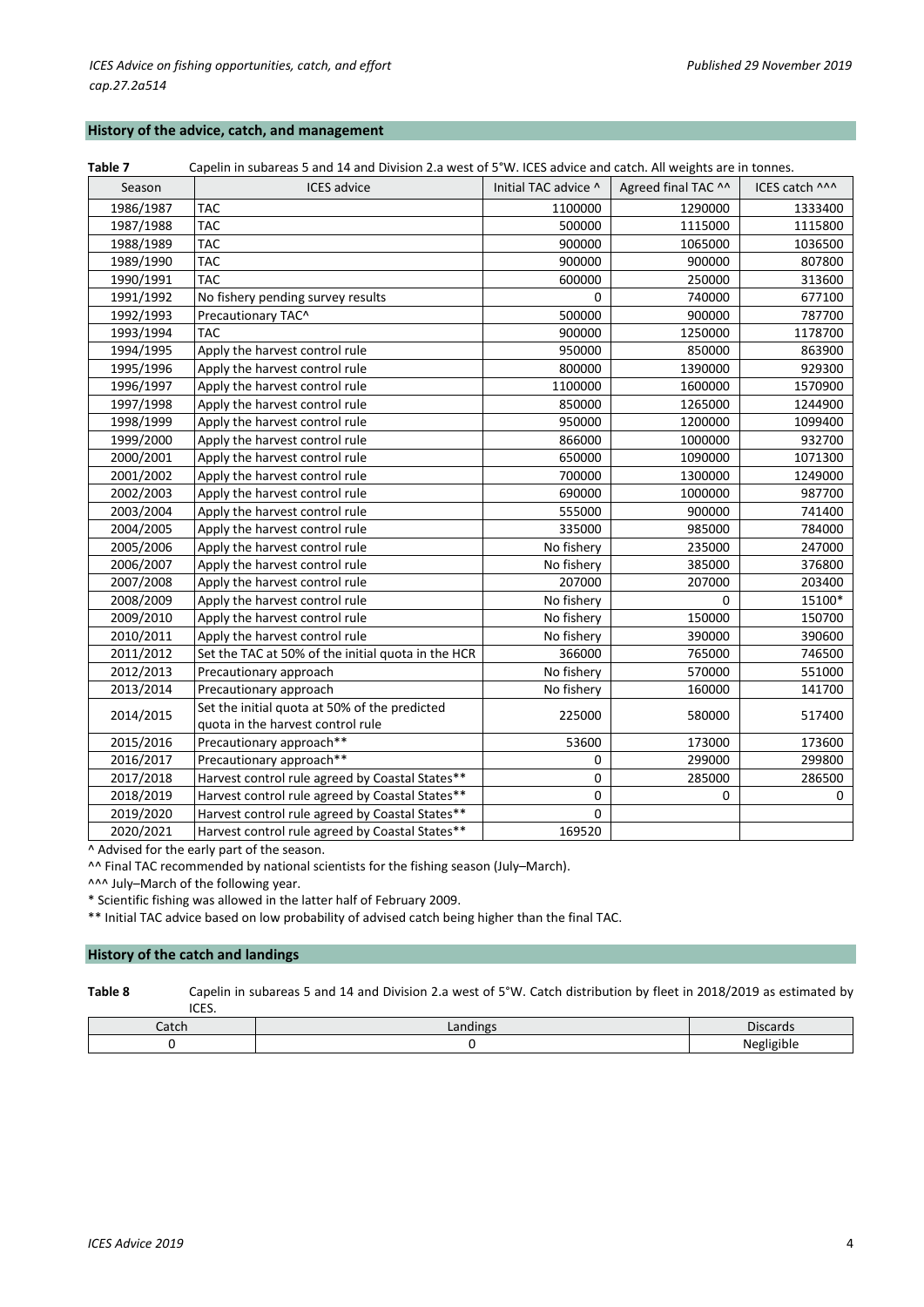## History of the advice, catch, and management

**Table 7** Capelin in subareas 5 and 14 and Division 2.a west of 5°W. ICES advice and catch. All weights are in tonnes.

| Season | ICES advice | Initial TAC advice ^ | Agreed final TAC ^^ | ICES catch ^^^ |
|---|---|---|---|---|
| 1986/1987 | TAC | 1100000 | 1290000 | 1333400 |
| 1987/1988 | TAC | 500000 | 1115000 | 1115800 |
| 1988/1989 | TAC | 900000 | 1065000 | 1036500 |
| 1989/1990 | TAC | 900000 | 900000 | 807800 |
| 1990/1991 | TAC | 600000 | 250000 | 313600 |
| 1991/1992 | No fishery pending survey results | 0 | 740000 | 677100 |
| 1992/1993 | Precautionary TAC^ | 500000 | 900000 | 787700 |
| 1993/1994 | TAC | 900000 | 1250000 | 1178700 |
| 1994/1995 | Apply the harvest control rule | 950000 | 850000 | 863900 |
| 1995/1996 | Apply the harvest control rule | 800000 | 1390000 | 929300 |
| 1996/1997 | Apply the harvest control rule | 1100000 | 1600000 | 1570900 |
| 1997/1998 | Apply the harvest control rule | 850000 | 1265000 | 1244900 |
| 1998/1999 | Apply the harvest control rule | 950000 | 1200000 | 1099400 |
| 1999/2000 | Apply the harvest control rule | 866000 | 1000000 | 932700 |
| 2000/2001 | Apply the harvest control rule | 650000 | 1090000 | 1071300 |
| 2001/2002 | Apply the harvest control rule | 700000 | 1300000 | 1249000 |
| 2002/2003 | Apply the harvest control rule | 690000 | 1000000 | 987700 |
| 2003/2004 | Apply the harvest control rule | 555000 | 900000 | 741400 |
| 2004/2005 | Apply the harvest control rule | 335000 | 985000 | 784000 |
| 2005/2006 | Apply the harvest control rule | No fishery | 235000 | 247000 |
| 2006/2007 | Apply the harvest control rule | No fishery | 385000 | 376800 |
| 2007/2008 | Apply the harvest control rule | 207000 | 207000 | 203400 |
| 2008/2009 | Apply the harvest control rule | No fishery | 0 | 15100* |
| 2009/2010 | Apply the harvest control rule | No fishery | 150000 | 150700 |
| 2010/2011 | Apply the harvest control rule | No fishery | 390000 | 390600 |
| 2011/2012 | Set the TAC at 50% of the initial quota in the HCR | 366000 | 765000 | 746500 |
| 2012/2013 | Precautionary approach | No fishery | 570000 | 551000 |
| 2013/2014 | Precautionary approach | No fishery | 160000 | 141700 |
| 2014/2015 | Set the initial quota at 50% of the predicted quota in the harvest control rule | 225000 | 580000 | 517400 |
| 2015/2016 | Precautionary approach** | 53600 | 173000 | 173600 |
| 2016/2017 | Precautionary approach** | 0 | 299000 | 299800 |
| 2017/2018 | Harvest control rule agreed by Coastal States** | 0 | 285000 | 286500 |
| 2018/2019 | Harvest control rule agreed by Coastal States** | 0 | 0 | 0 |
| 2019/2020 | Harvest control rule agreed by Coastal States** | 0 | | |
| 2020/2021 | Harvest control rule agreed by Coastal States** | 169520 | | |

^ Advised for the early part of the season.
^^ Final TAC recommended by national scientists for the fishing season (July–March).
^^^ July–March of the following year.
* Scientific fishing was allowed in the latter half of February 2009.
** Initial TAC advice based on low probability of advised catch being higher than the final TAC.

## History of the catch and landings

**Table 8** Capelin in subareas 5 and 14 and Division 2.a west of 5°W. Catch distribution by fleet in 2018/2019 as estimated by ICES.

| Catch | Landings | Discards |
|---|---|---|
| 0 | 0 | Negligible |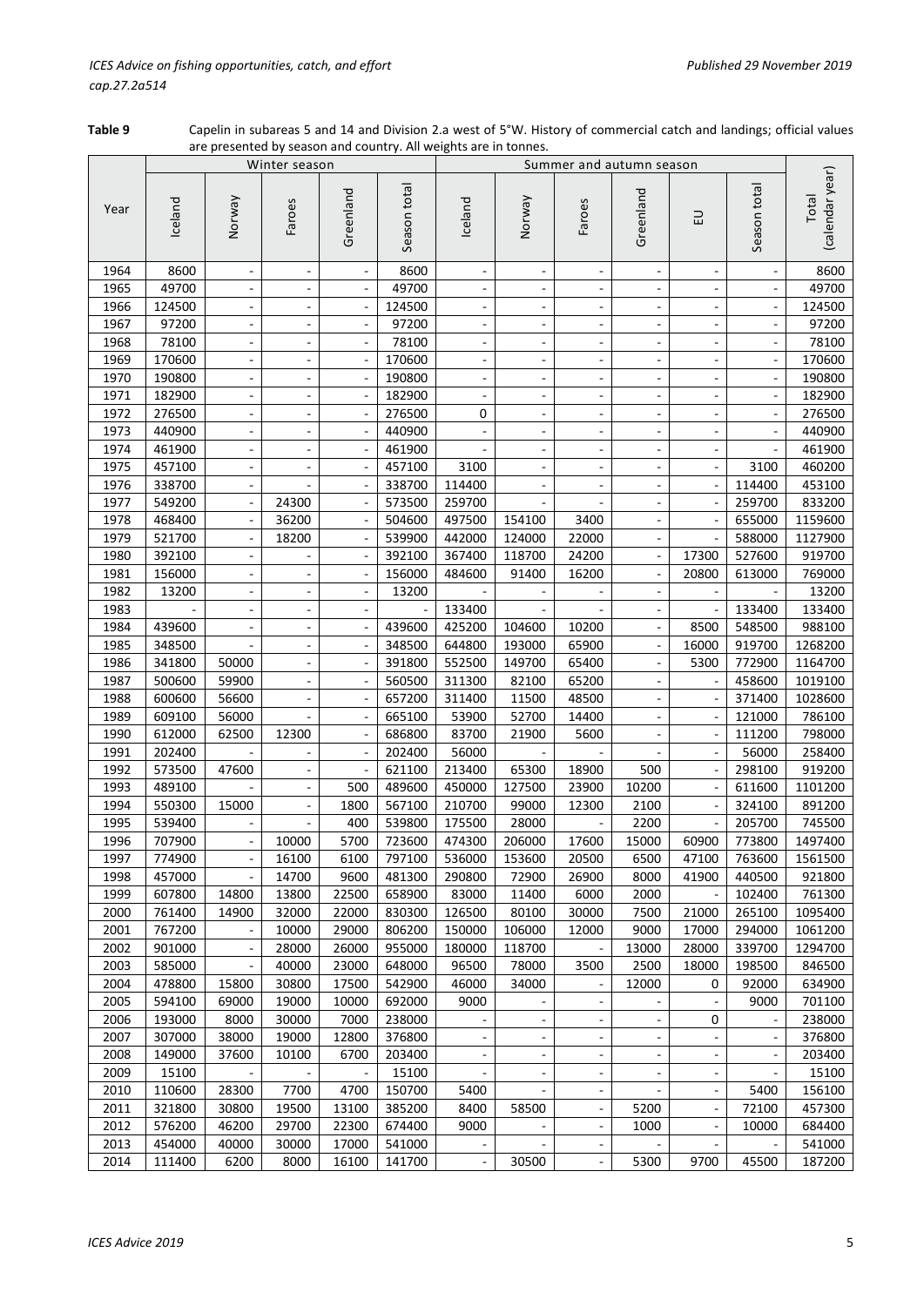**Table 9** Capelin in subareas 5 and 14 and Division 2.a west of 5°W. History of commercial catch and landings; official values are presented by season and country. All weights are in tonnes.

| | Winter season | | | | | Summer and autumn season | | | | | | |
|---|---|---|---|---|---|---|---|---|---|---|---|---|
| Year | Iceland | Norway | Faroes | Greenland | Season total | Iceland | Norway | Faroes | Greenland | EU | Season total | Total (calendar year) |
| 1964 | 8600 | - | - | - | 8600 | - | - | - | - | - | - | 8600 |
| 1965 | 49700 | - | - | - | 49700 | - | - | - | - | - | - | 49700 |
| 1966 | 124500 | - | - | - | 124500 | - | - | - | - | - | - | 124500 |
| 1967 | 97200 | - | - | - | 97200 | - | - | - | - | - | - | 97200 |
| 1968 | 78100 | - | - | - | 78100 | - | - | - | - | - | - | 78100 |
| 1969 | 170600 | - | - | - | 170600 | - | - | - | - | - | - | 170600 |
| 1970 | 190800 | - | - | - | 190800 | - | - | - | - | - | - | 190800 |
| 1971 | 182900 | - | - | - | 182900 | - | - | - | - | - | - | 182900 |
| 1972 | 276500 | - | - | - | 276500 | 0 | - | - | - | - | - | 276500 |
| 1973 | 440900 | - | - | - | 440900 | - | - | - | - | - | - | 440900 |
| 1974 | 461900 | - | - | - | 461900 | - | - | - | - | - | - | 461900 |
| 1975 | 457100 | - | - | - | 457100 | 3100 | - | - | - | - | 3100 | 460200 |
| 1976 | 338700 | - | - | - | 338700 | 114400 | - | - | - | - | 114400 | 453100 |
| 1977 | 549200 | - | 24300 | - | 573500 | 259700 | - | - | - | - | 259700 | 833200 |
| 1978 | 468400 | - | 36200 | - | 504600 | 497500 | 154100 | 3400 | - | - | 655000 | 1159600 |
| 1979 | 521700 | - | 18200 | - | 539900 | 442000 | 124000 | 22000 | - | - | 588000 | 1127900 |
| 1980 | 392100 | - | - | - | 392100 | 367400 | 118700 | 24200 | - | 17300 | 527600 | 919700 |
| 1981 | 156000 | - | - | - | 156000 | 484600 | 91400 | 16200 | - | 20800 | 613000 | 769000 |
| 1982 | 13200 | - | - | - | 13200 | - | - | - | - | - | - | 13200 |
| 1983 | - | - | - | - | - | 133400 | - | - | - | - | 133400 | 133400 |
| 1984 | 439600 | - | - | - | 439600 | 425200 | 104600 | 10200 | - | 8500 | 548500 | 988100 |
| 1985 | 348500 | - | - | - | 348500 | 644800 | 193000 | 65900 | - | 16000 | 919700 | 1268200 |
| 1986 | 341800 | 50000 | - | - | 391800 | 552500 | 149700 | 65400 | - | 5300 | 772900 | 1164700 |
| 1987 | 500600 | 59900 | - | - | 560500 | 311300 | 82100 | 65200 | - | - | 458600 | 1019100 |
| 1988 | 600600 | 56600 | - | - | 657200 | 311400 | 11500 | 48500 | - | - | 371400 | 1028600 |
| 1989 | 609100 | 56000 | - | - | 665100 | 53900 | 52700 | 14400 | - | - | 121000 | 786100 |
| 1990 | 612000 | 62500 | 12300 | - | 686800 | 83700 | 21900 | 5600 | - | - | 111200 | 798000 |
| 1991 | 202400 | - | - | - | 202400 | 56000 | - | - | - | - | 56000 | 258400 |
| 1992 | 573500 | 47600 | - | - | 621100 | 213400 | 65300 | 18900 | 500 | - | 298100 | 919200 |
| 1993 | 489100 | - | - | 500 | 489600 | 450000 | 127500 | 23900 | 10200 | - | 611600 | 1101200 |
| 1994 | 550300 | 15000 | - | 1800 | 567100 | 210700 | 99000 | 12300 | 2100 | - | 324100 | 891200 |
| 1995 | 539400 | - | - | 400 | 539800 | 175500 | 28000 | - | 2200 | - | 205700 | 745500 |
| 1996 | 707900 | - | 10000 | 5700 | 723600 | 474300 | 206000 | 17600 | 15000 | 60900 | 773800 | 1497400 |
| 1997 | 774900 | - | 16100 | 6100 | 797100 | 536000 | 153600 | 20500 | 6500 | 47100 | 763600 | 1561500 |
| 1998 | 457000 | - | 14700 | 9600 | 481300 | 290800 | 72900 | 26900 | 8000 | 41900 | 440500 | 921800 |
| 1999 | 607800 | 14800 | 13800 | 22500 | 658900 | 83000 | 11400 | 6000 | 2000 | - | 102400 | 761300 |
| 2000 | 761400 | 14900 | 32000 | 22000 | 830300 | 126500 | 80100 | 30000 | 7500 | 21000 | 265100 | 1095400 |
| 2001 | 767200 | - | 10000 | 29000 | 806200 | 150000 | 106000 | 12000 | 9000 | 17000 | 294000 | 1061200 |
| 2002 | 901000 | - | 28000 | 26000 | 955000 | 180000 | 118700 | - | 13000 | 28000 | 339700 | 1294700 |
| 2003 | 585000 | - | 40000 | 23000 | 648000 | 96500 | 78000 | 3500 | 2500 | 18000 | 198500 | 846500 |
| 2004 | 478800 | 15800 | 30800 | 17500 | 542900 | 46000 | 34000 | - | 12000 | 0 | 92000 | 634900 |
| 2005 | 594100 | 69000 | 19000 | 10000 | 692000 | 9000 | - | - | - | - | 9000 | 701100 |
| 2006 | 193000 | 8000 | 30000 | 7000 | 238000 | - | - | - | - | 0 | - | 238000 |
| 2007 | 307000 | 38000 | 19000 | 12800 | 376800 | - | - | - | - | - | - | 376800 |
| 2008 | 149000 | 37600 | 10100 | 6700 | 203400 | - | - | - | - | - | - | 203400 |
| 2009 | 15100 | - | - | - | 15100 | - | - | - | - | - | - | 15100 |
| 2010 | 110600 | 28300 | 7700 | 4700 | 150700 | 5400 | - | - | - | - | 5400 | 156100 |
| 2011 | 321800 | 30800 | 19500 | 13100 | 385200 | 8400 | 58500 | - | 5200 | - | 72100 | 457300 |
| 2012 | 576200 | 46200 | 29700 | 22300 | 674400 | 9000 | - | - | 1000 | - | 10000 | 684400 |
| 2013 | 454000 | 40000 | 30000 | 17000 | 541000 | - | - | - | - | - | - | 541000 |
| 2014 | 111400 | 6200 | 8000 | 16100 | 141700 | - | 30500 | - | 5300 | 9700 | 45500 | 187200 |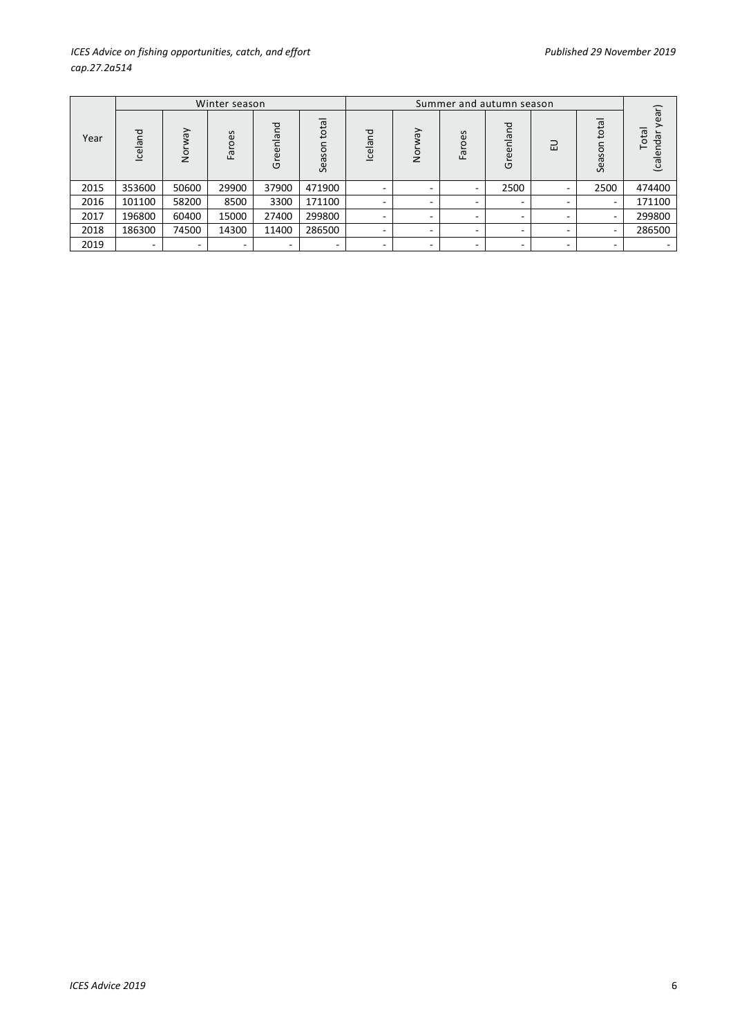| Year | Winter season | | | | | Summer and autumn season | | | | | | Total (calendar year) |
|---|---|---|---|---|---|---|---|---|---|---|---|---|
| | Iceland | Norway | Faroes | Greenland | Season total | Iceland | Norway | Faroes | Greenland | EU | Season total | |
| 2015 | 353600 | 50600 | 29900 | 37900 | 471900 | - | - | - | 2500 | - | 2500 | 474400 |
| 2016 | 101100 | 58200 | 8500 | 3300 | 171100 | - | - | - | - | - | - | 171100 |
| 2017 | 196800 | 60400 | 15000 | 27400 | 299800 | - | - | - | - | - | - | 299800 |
| 2018 | 186300 | 74500 | 14300 | 11400 | 286500 | - | - | - | - | - | - | 286500 |
| 2019 | - | - | - | - | - | - | - | - | - | - | - | - |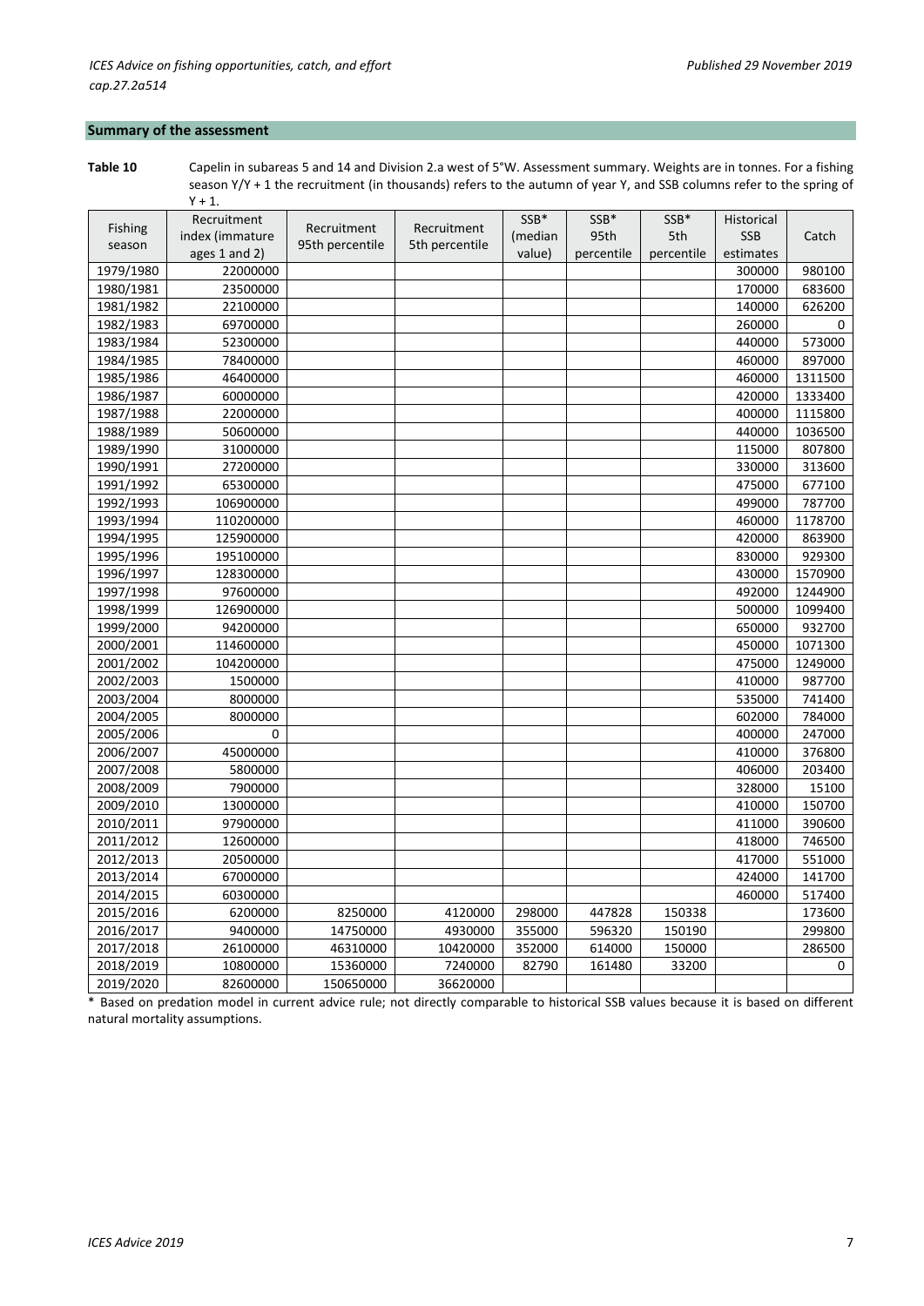## Summary of the assessment

**Table 10** Capelin in subareas 5 and 14 and Division 2.a west of 5°W. Assessment summary. Weights are in tonnes. For a fishing season Y/Y + 1 the recruitment (in thousands) refers to the autumn of year Y, and SSB columns refer to the spring of Y + 1.

| Fishing season | Recruitment index (immature ages 1 and 2) | Recruitment 95th percentile | Recruitment 5th percentile | SSB* (median value) | SSB* 95th percentile | SSB* 5th percentile | Historical SSB estimates | Catch |
|---|---|---|---|---|---|---|---|---|
| 1979/1980 | 22000000 | | | | | | 300000 | 980100 |
| 1980/1981 | 23500000 | | | | | | 170000 | 683600 |
| 1981/1982 | 22100000 | | | | | | 140000 | 626200 |
| 1982/1983 | 69700000 | | | | | | 260000 | 0 |
| 1983/1984 | 52300000 | | | | | | 440000 | 573000 |
| 1984/1985 | 78400000 | | | | | | 460000 | 897000 |
| 1985/1986 | 46400000 | | | | | | 460000 | 1311500 |
| 1986/1987 | 60000000 | | | | | | 420000 | 1333400 |
| 1987/1988 | 22000000 | | | | | | 400000 | 1115800 |
| 1988/1989 | 50600000 | | | | | | 440000 | 1036500 |
| 1989/1990 | 31000000 | | | | | | 115000 | 807800 |
| 1990/1991 | 27200000 | | | | | | 330000 | 313600 |
| 1991/1992 | 65300000 | | | | | | 475000 | 677100 |
| 1992/1993 | 106900000 | | | | | | 499000 | 787700 |
| 1993/1994 | 110200000 | | | | | | 460000 | 1178700 |
| 1994/1995 | 125900000 | | | | | | 420000 | 863900 |
| 1995/1996 | 195100000 | | | | | | 830000 | 929300 |
| 1996/1997 | 128300000 | | | | | | 430000 | 1570900 |
| 1997/1998 | 97600000 | | | | | | 492000 | 1244900 |
| 1998/1999 | 126900000 | | | | | | 500000 | 1099400 |
| 1999/2000 | 94200000 | | | | | | 650000 | 932700 |
| 2000/2001 | 114600000 | | | | | | 450000 | 1071300 |
| 2001/2002 | 104200000 | | | | | | 475000 | 1249000 |
| 2002/2003 | 1500000 | | | | | | 410000 | 987700 |
| 2003/2004 | 8000000 | | | | | | 535000 | 741400 |
| 2004/2005 | 8000000 | | | | | | 602000 | 784000 |
| 2005/2006 | 0 | | | | | | 400000 | 247000 |
| 2006/2007 | 45000000 | | | | | | 410000 | 376800 |
| 2007/2008 | 5800000 | | | | | | 406000 | 203400 |
| 2008/2009 | 7900000 | | | | | | 328000 | 15100 |
| 2009/2010 | 13000000 | | | | | | 410000 | 150700 |
| 2010/2011 | 97900000 | | | | | | 411000 | 390600 |
| 2011/2012 | 12600000 | | | | | | 418000 | 746500 |
| 2012/2013 | 20500000 | | | | | | 417000 | 551000 |
| 2013/2014 | 67000000 | | | | | | 424000 | 141700 |
| 2014/2015 | 60300000 | | | | | | 460000 | 517400 |
| 2015/2016 | 6200000 | 8250000 | 4120000 | 298000 | 447828 | 150338 | | 173600 |
| 2016/2017 | 9400000 | 14750000 | 4930000 | 355000 | 596320 | 150190 | | 299800 |
| 2017/2018 | 26100000 | 46310000 | 10420000 | 352000 | 614000 | 150000 | | 286500 |
| 2018/2019 | 10800000 | 15360000 | 7240000 | 82790 | 161480 | 33200 | | 0 |
| 2019/2020 | 82600000 | 150650000 | 36620000 | | | | | |

\* Based on predation model in current advice rule; not directly comparable to historical SSB values because it is based on different natural mortality assumptions.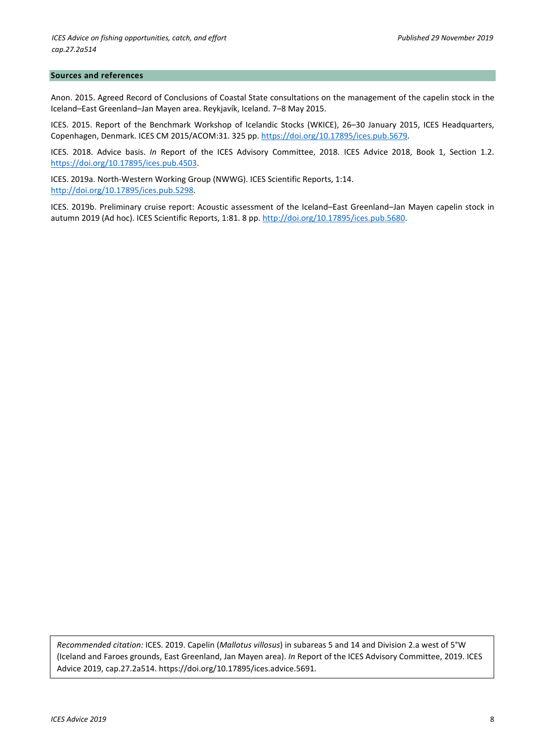## Sources and references

Anon. 2015. Agreed Record of Conclusions of Coastal State consultations on the management of the capelin stock in the Iceland–East Greenland–Jan Mayen area. Reykjavík, Iceland. 7–8 May 2015.

ICES. 2015. Report of the Benchmark Workshop of Icelandic Stocks (WKICE), 26–30 January 2015, ICES Headquarters, Copenhagen, Denmark. ICES CM 2015/ACOM:31. 325 pp. https://doi.org/10.17895/ices.pub.5679.

ICES. 2018. Advice basis. *In* Report of the ICES Advisory Committee, 2018. ICES Advice 2018, Book 1, Section 1.2. https://doi.org/10.17895/ices.pub.4503.

ICES. 2019a. North-Western Working Group (NWWG). ICES Scientific Reports, 1:14. http://doi.org/10.17895/ices.pub.5298.

ICES. 2019b. Preliminary cruise report: Acoustic assessment of the Iceland–East Greenland–Jan Mayen capelin stock in autumn 2019 (Ad hoc). ICES Scientific Reports, 1:81. 8 pp. http://doi.org/10.17895/ices.pub.5680.

*Recommended citation:* ICES. 2019. Capelin (*Mallotus villosus*) in subareas 5 and 14 and Division 2.a west of 5°W (Iceland and Faroes grounds, East Greenland, Jan Mayen area). *In* Report of the ICES Advisory Committee, 2019. ICES Advice 2019, cap.27.2a514. https://doi.org/10.17895/ices.advice.5691.